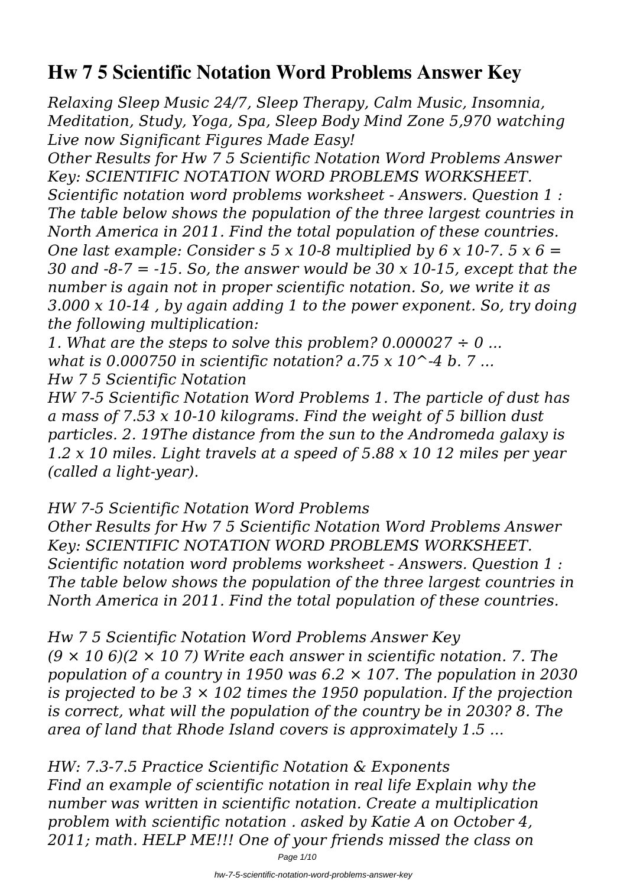# Hw 7 5 Scientific Notation Word Problems Answer Key

*Relaxing Sleep Music 24/7, Sleep Therapy, Calm Music, Insomnia, Meditation, Study, Yoga, Spa, Sleep Body Mind Zone 5,970 watching Live now Significant Figures Made Easy!*

*Other Results for Hw 7 5 Scientific Notation Word Problems Answer Key: SCIENTIFIC NOTATION WORD PROBLEMS WORKSHEET. Scientific notation word problems worksheet - Answers. Question 1 : The table below shows the population of the three largest countries in North America in 2011. Find the total population of these countries. One last example: Consider s 5 x 10-8 multiplied by 6 x 10-7. 5 x 6 = 30 and -8-7 = -15. So, the answer would be 30 x 10-15, except that the number is again not in proper scientific notation. So, we write it as 3.000 x 10-14 , by again adding 1 to the power exponent. So, try doing the following multiplication:*

*1. What are the steps to solve this problem? 0.000027 ÷ 0 ...*

*what is 0.000750 in scientific notation? a.75 x 10^-4 b. 7 ...*

*Hw 7 5 Scientific Notation*

*HW 7-5 Scientific Notation Word Problems 1. The particle of dust has a mass of 7.53 x 10-10 kilograms. Find the weight of 5 billion dust particles. 2. 19The distance from the sun to the Andromeda galaxy is 1.2 x 10 miles. Light travels at a speed of 5.88 x 10 12 miles per year (called a light-year).*

*HW 7-5 Scientific Notation Word Problems*

*Other Results for Hw 7 5 Scientific Notation Word Problems Answer Key: SCIENTIFIC NOTATION WORD PROBLEMS WORKSHEET. Scientific notation word problems worksheet - Answers. Question 1 : The table below shows the population of the three largest countries in North America in 2011. Find the total population of these countries.*

*Hw 7 5 Scientific Notation Word Problems Answer Key*

*(9 × 10 6)(2 × 10 7) Write each answer in scientific notation. 7. The population of a country in 1950 was 6.2 × 107. The population in 2030 is projected to be 3 × 102 times the 1950 population. If the projection is correct, what will the population of the country be in 2030? 8. The area of land that Rhode Island covers is approximately 1.5 ...*

*HW: 7.3-7.5 Practice Scientific Notation & Exponents*

*Find an example of scientific notation in real life Explain why the number was written in scientific notation. Create a multiplication problem with scientific notation . asked by Katie A on October 4, 2011; math. HELP ME!!! One of your friends missed the class on*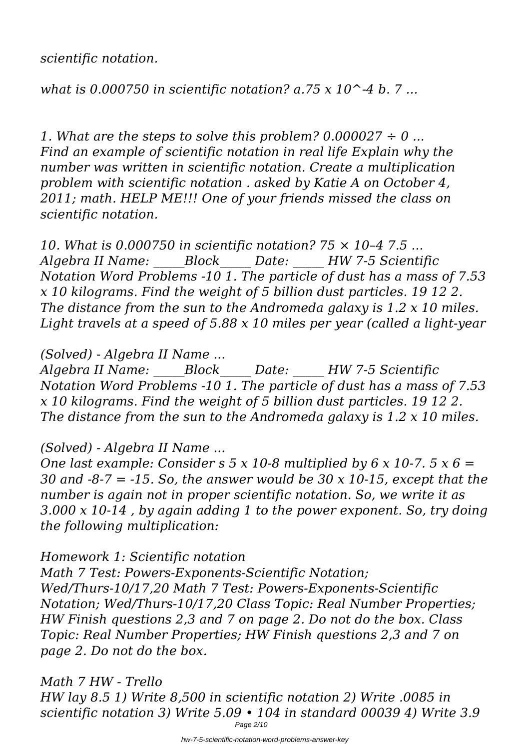*scientific notation.*

*what is 0.000750 in scientific notation? a.75 x 10^-4 b. 7 ...*

*1. What are the steps to solve this problem? 0.000027 ÷ 0 ... Find an example of scientific notation in real life Explain why the number was written in scientific notation. Create a multiplication problem with scientific notation . asked by Katie A on October 4, 2011; math. HELP ME!!! One of your friends missed the class on scientific notation.*

*10. What is 0.000750 in scientific notation? 75 × 10–4 7.5 ... Algebra II Name: _____Block_____ Date: _____ HW 7-5 Scientific Notation Word Problems -10 1. The particle of dust has a mass of 7.53 x 10 kilograms. Find the weight of 5 billion dust particles. 19 12 2. The distance from the sun to the Andromeda galaxy is 1.2 x 10 miles. Light travels at a speed of 5.88 x 10 miles per year (called a light-year*

*(Solved) - Algebra II Name ...*

*Algebra II Name: _____Block_____ Date: _____ HW 7-5 Scientific Notation Word Problems -10 1. The particle of dust has a mass of 7.53 x 10 kilograms. Find the weight of 5 billion dust particles. 19 12 2. The distance from the sun to the Andromeda galaxy is 1.2 x 10 miles.*

*(Solved) - Algebra II Name ...*

*One last example: Consider s 5 x 10-8 multiplied by 6 x 10-7. 5 x 6 = 30 and -8-7 = -15. So, the answer would be 30 x 10-15, except that the number is again not in proper scientific notation. So, we write it as 3.000 x 10-14 , by again adding 1 to the power exponent. So, try doing the following multiplication:*

*Homework 1: Scientific notation*

*Math 7 Test: Powers-Exponents-Scientific Notation; Wed/Thurs-10/17,20 Math 7 Test: Powers-Exponents-Scientific Notation; Wed/Thurs-10/17,20 Class Topic: Real Number Properties; HW Finish questions 2,3 and 7 on page 2. Do not do the box. Class Topic: Real Number Properties; HW Finish questions 2,3 and 7 on page 2. Do not do the box.*

*Math 7 HW - Trello*

*HW lay 8.5 1) Write 8,500 in scientific notation 2) Write .0085 in scientific notation 3) Write 5.09 • 104 in standard 00039 4) Write 3.9*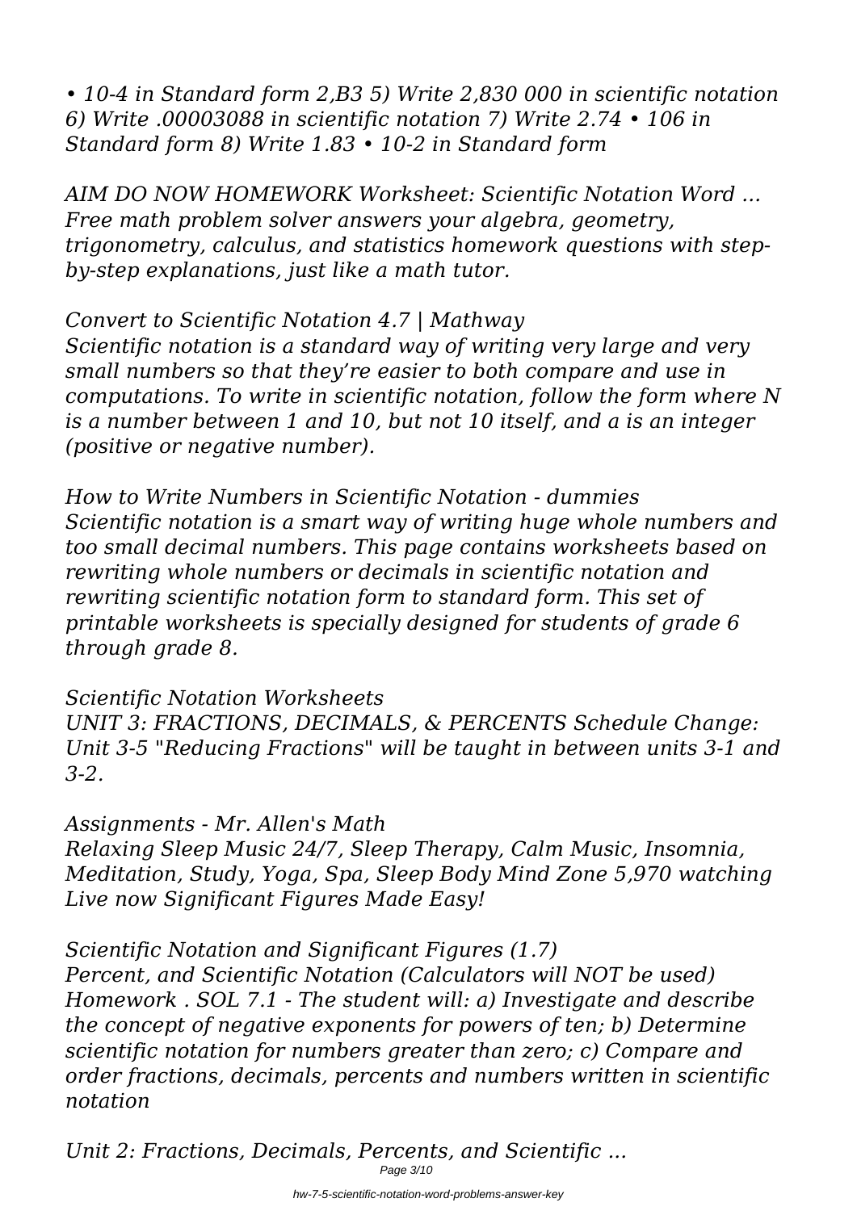*• 10-4 in Standard form 2,B3 5) Write 2,830 000 in scientific notation 6) Write .00003088 in scientific notation 7) Write 2.74 • 106 in Standard form 8) Write 1.83 • 10-2 in Standard form*

*AIM DO NOW HOMEWORK Worksheet: Scientific Notation Word ...*
*Free math problem solver answers your algebra, geometry, trigonometry, calculus, and statistics homework questions with step-by-step explanations, just like a math tutor.*

*Convert to Scientific Notation 4.7 | Mathway*
*Scientific notation is a standard way of writing very large and very small numbers so that they're easier to both compare and use in computations. To write in scientific notation, follow the form where N is a number between 1 and 10, but not 10 itself, and a is an integer (positive or negative number).*

*How to Write Numbers in Scientific Notation - dummies*
*Scientific notation is a smart way of writing huge whole numbers and too small decimal numbers. This page contains worksheets based on rewriting whole numbers or decimals in scientific notation and rewriting scientific notation form to standard form. This set of printable worksheets is specially designed for students of grade 6 through grade 8.*

*Scientific Notation Worksheets*
*UNIT 3: FRACTIONS, DECIMALS, & PERCENTS Schedule Change: Unit 3-5 "Reducing Fractions" will be taught in between units 3-1 and 3-2.*

*Assignments - Mr. Allen's Math*
*Relaxing Sleep Music 24/7, Sleep Therapy, Calm Music, Insomnia, Meditation, Study, Yoga, Spa, Sleep Body Mind Zone 5,970 watching Live now Significant Figures Made Easy!*

*Scientific Notation and Significant Figures (1.7)*
*Percent, and Scientific Notation (Calculators will NOT be used) Homework . SOL 7.1 - The student will: a) Investigate and describe the concept of negative exponents for powers of ten; b) Determine scientific notation for numbers greater than zero; c) Compare and order fractions, decimals, percents and numbers written in scientific notation*

*Unit 2: Fractions, Decimals, Percents, and Scientific ...*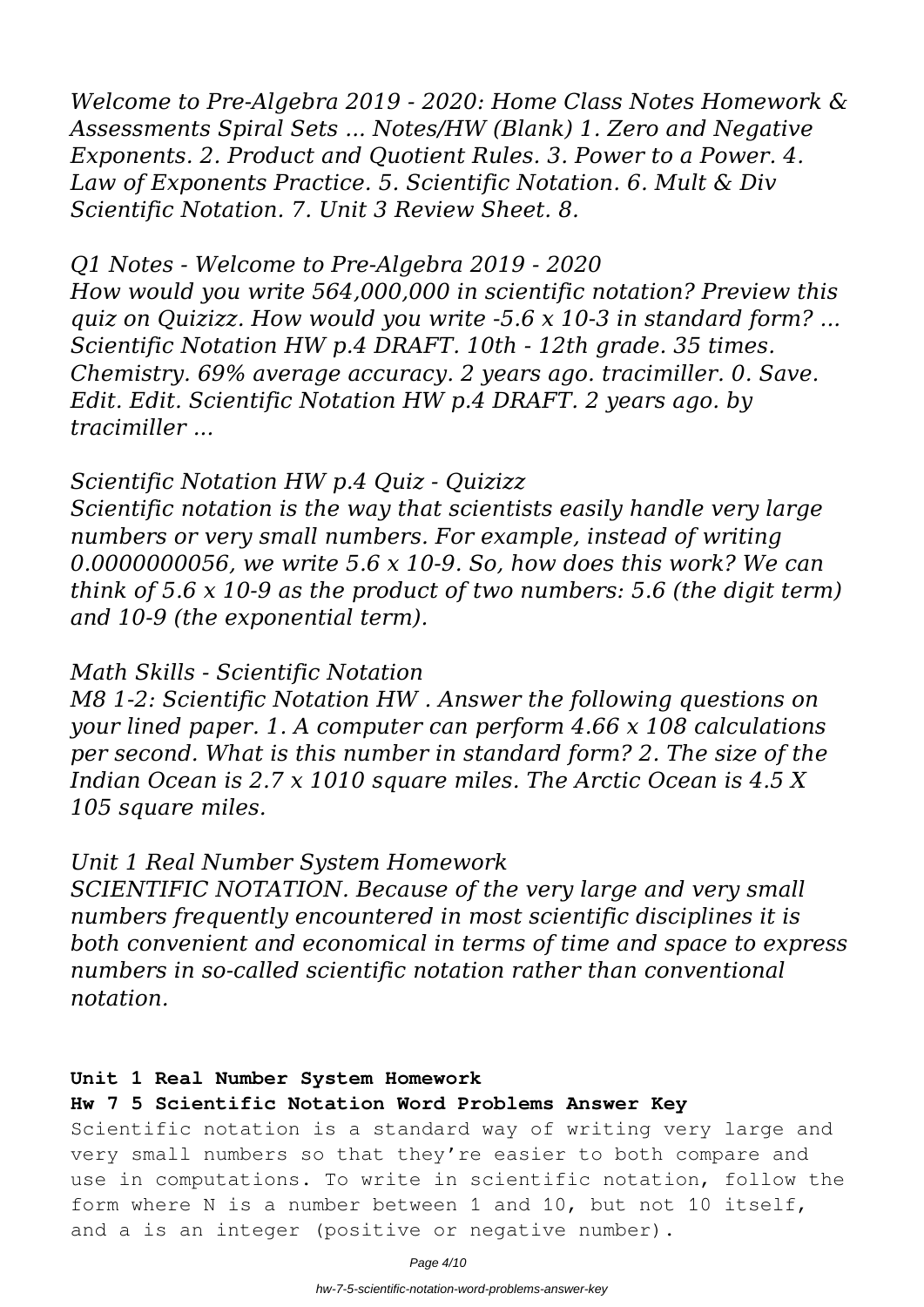*Welcome to Pre-Algebra 2019 - 2020: Home Class Notes Homework & Assessments Spiral Sets ... Notes/HW (Blank) 1. Zero and Negative Exponents. 2. Product and Quotient Rules. 3. Power to a Power. 4. Law of Exponents Practice. 5. Scientific Notation. 6. Mult & Div Scientific Notation. 7. Unit 3 Review Sheet. 8.*

*Q1 Notes - Welcome to Pre-Algebra 2019 - 2020*

*How would you write 564,000,000 in scientific notation? Preview this quiz on Quizizz. How would you write -5.6 x 10-3 in standard form? ... Scientific Notation HW p.4 DRAFT. 10th - 12th grade. 35 times. Chemistry. 69% average accuracy. 2 years ago. tracimiller. 0. Save. Edit. Edit. Scientific Notation HW p.4 DRAFT. 2 years ago. by tracimiller ...*

*Scientific Notation HW p.4 Quiz - Quizizz*

*Scientific notation is the way that scientists easily handle very large numbers or very small numbers. For example, instead of writing 0.0000000056, we write 5.6 x 10-9. So, how does this work? We can think of 5.6 x 10-9 as the product of two numbers: 5.6 (the digit term) and 10-9 (the exponential term).*

*Math Skills - Scientific Notation*

*M8 1-2: Scientific Notation HW . Answer the following questions on your lined paper. 1. A computer can perform 4.66 x 108 calculations per second. What is this number in standard form? 2. The size of the Indian Ocean is 2.7 x 1010 square miles. The Arctic Ocean is 4.5 X 105 square miles.*

*Unit 1 Real Number System Homework*

*SCIENTIFIC NOTATION. Because of the very large and very small numbers frequently encountered in most scientific disciplines it is both convenient and economical in terms of time and space to express numbers in so-called scientific notation rather than conventional notation.*

**Unit 1 Real Number System Homework**

**Hw 7 5 Scientific Notation Word Problems Answer Key**

Scientific notation is a standard way of writing very large and very small numbers so that they're easier to both compare and use in computations. To write in scientific notation, follow the form where N is a number between 1 and 10, but not 10 itself, and a is an integer (positive or negative number).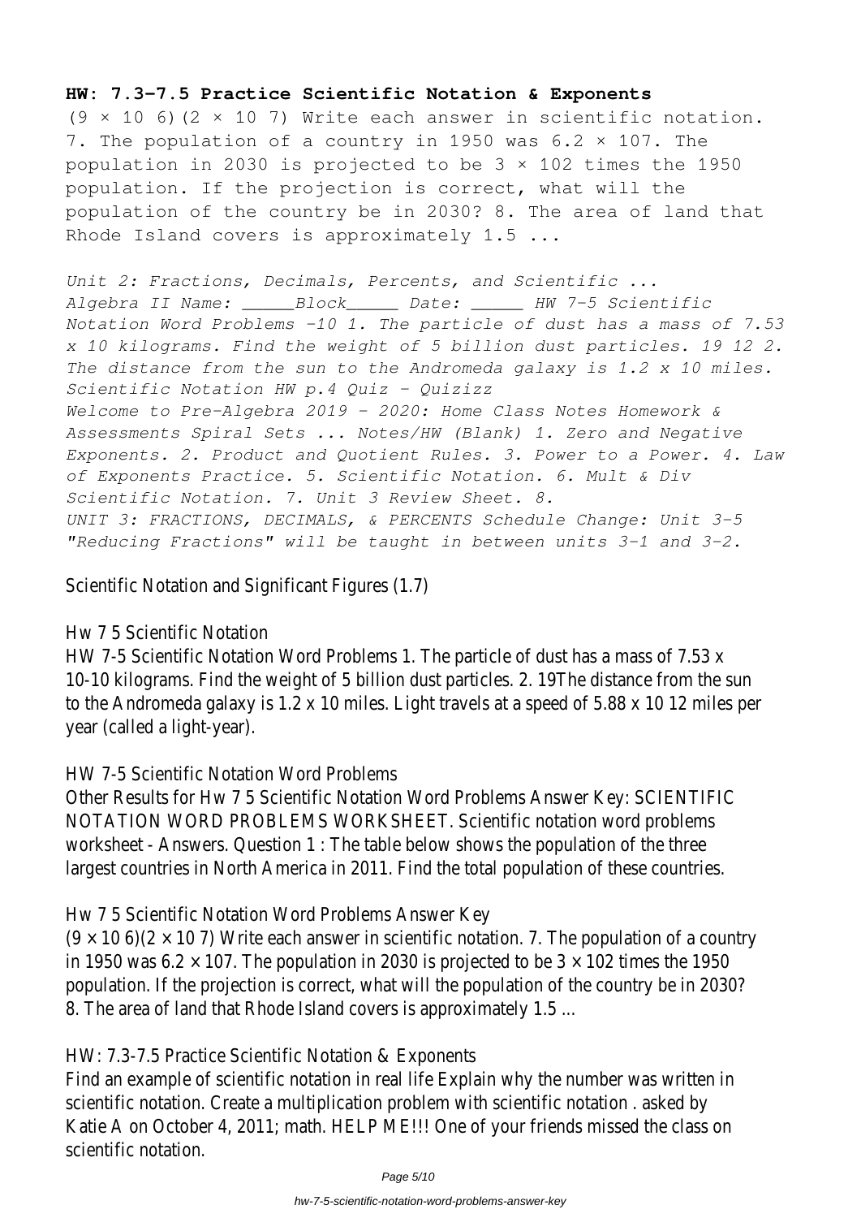**HW: 7.3-7.5 Practice Scientific Notation & Exponents**

(9 × 10 6)(2 × 10 7) Write each answer in scientific notation. 7. The population of a country in 1950 was 6.2 × 107. The population in 2030 is projected to be 3 × 102 times the 1950 population. If the projection is correct, what will the population of the country be in 2030? 8. The area of land that Rhode Island covers is approximately 1.5 ...

*Unit 2: Fractions, Decimals, Percents, and Scientific ...*
*Algebra II Name: _____Block_____ Date: _____ HW 7-5 Scientific Notation Word Problems -10 1. The particle of dust has a mass of 7.53 x 10 kilograms. Find the weight of 5 billion dust particles. 19 12 2. The distance from the sun to the Andromeda galaxy is 1.2 x 10 miles.*
*Scientific Notation HW p.4 Quiz - Quizizz*
*Welcome to Pre-Algebra 2019 - 2020: Home Class Notes Homework & Assessments Spiral Sets ... Notes/HW (Blank) 1. Zero and Negative Exponents. 2. Product and Quotient Rules. 3. Power to a Power. 4. Law of Exponents Practice. 5. Scientific Notation. 6. Mult & Div Scientific Notation. 7. Unit 3 Review Sheet. 8.*
*UNIT 3: FRACTIONS, DECIMALS, & PERCENTS Schedule Change: Unit 3-5 "Reducing Fractions" will be taught in between units 3-1 and 3-2.*

Scientific Notation and Significant Figures (1.7)

Hw 7 5 Scientific Notation

HW 7-5 Scientific Notation Word Problems 1. The particle of dust has a mass of 7.53 x 10-10 kilograms. Find the weight of 5 billion dust particles. 2. 19The distance from the sun to the Andromeda galaxy is 1.2 x 10 miles. Light travels at a speed of 5.88 x 10 12 miles per year (called a light-year).

HW 7-5 Scientific Notation Word Problems

Other Results for Hw 7 5 Scientific Notation Word Problems Answer Key: SCIENTIFIC NOTATION WORD PROBLEMS WORKSHEET. Scientific notation word problems worksheet - Answers. Question 1 : The table below shows the population of the three largest countries in North America in 2011. Find the total population of these countries.

Hw 7 5 Scientific Notation Word Problems Answer Key

(9 × 10 6)(2 × 10 7) Write each answer in scientific notation. 7. The population of a country in 1950 was 6.2 × 107. The population in 2030 is projected to be 3 × 102 times the 1950 population. If the projection is correct, what will the population of the country be in 2030? 8. The area of land that Rhode Island covers is approximately 1.5 ...

HW: 7.3-7.5 Practice Scientific Notation & Exponents

Find an example of scientific notation in real life Explain why the number was written in scientific notation. Create a multiplication problem with scientific notation . asked by Katie A on October 4, 2011; math. HELP ME!!! One of your friends missed the class on scientific notation.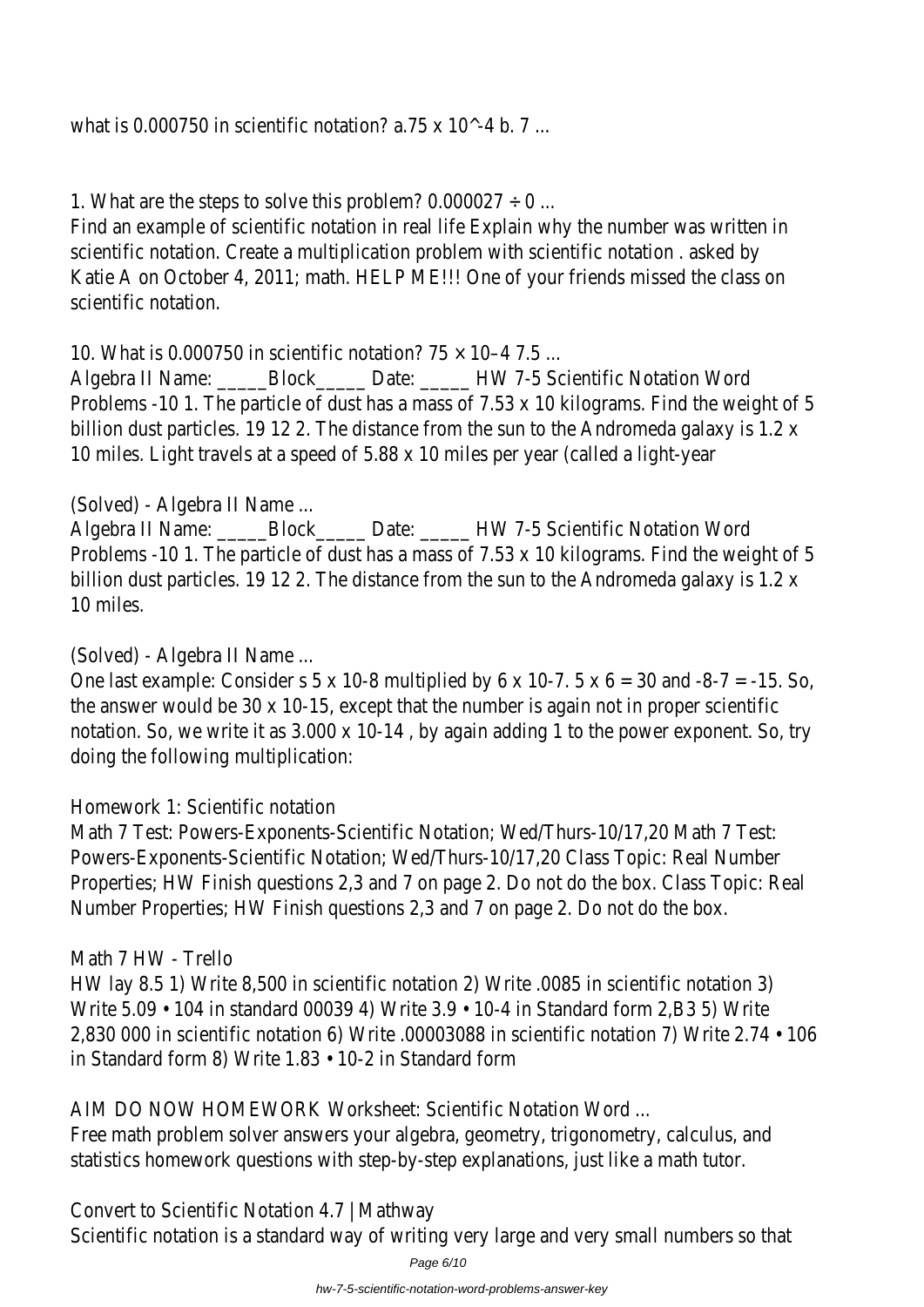what is 0.000750 in scientific notation? a.75 x 10^-4 b. 7 ...

1. What are the steps to solve this problem? 0.000027 ÷ 0 ...

Find an example of scientific notation in real life Explain why the number was written in scientific notation. Create a multiplication problem with scientific notation . asked by Katie A on October 4, 2011; math. HELP ME!!! One of your friends missed the class on scientific notation.

10. What is 0.000750 in scientific notation? 75 × 10–4 7.5 ...

Algebra II Name: _____Block_____ Date: _____ HW 7-5 Scientific Notation Word Problems -10 1. The particle of dust has a mass of 7.53 x 10 kilograms. Find the weight of 5 billion dust particles. 19 12 2. The distance from the sun to the Andromeda galaxy is 1.2 x 10 miles. Light travels at a speed of 5.88 x 10 miles per year (called a light-year

(Solved) - Algebra II Name ...

Algebra II Name: _____Block_____ Date: _____ HW 7-5 Scientific Notation Word Problems -10 1. The particle of dust has a mass of 7.53 x 10 kilograms. Find the weight of 5 billion dust particles. 19 12 2. The distance from the sun to the Andromeda galaxy is 1.2 x 10 miles.

(Solved) - Algebra II Name ...

One last example: Consider s 5 x 10-8 multiplied by 6 x 10-7. 5 x 6 = 30 and -8-7 = -15. So, the answer would be 30 x 10-15, except that the number is again not in proper scientific notation. So, we write it as 3.000 x 10-14 , by again adding 1 to the power exponent. So, try doing the following multiplication:

Homework 1: Scientific notation

Math 7 Test: Powers-Exponents-Scientific Notation; Wed/Thurs-10/17,20 Math 7 Test: Powers-Exponents-Scientific Notation; Wed/Thurs-10/17,20 Class Topic: Real Number Properties; HW Finish questions 2,3 and 7 on page 2. Do not do the box. Class Topic: Real Number Properties; HW Finish questions 2,3 and 7 on page 2. Do not do the box.

Math 7 HW - Trello

HW lay 8.5 1) Write 8,500 in scientific notation 2) Write .0085 in scientific notation 3) Write 5.09 • 104 in standard 00039 4) Write 3.9 • 10-4 in Standard form 2,B3 5) Write 2,830 000 in scientific notation 6) Write .00003088 in scientific notation 7) Write 2.74 • 106 in Standard form 8) Write 1.83 • 10-2 in Standard form

AIM DO NOW HOMEWORK Worksheet: Scientific Notation Word ...

Free math problem solver answers your algebra, geometry, trigonometry, calculus, and statistics homework questions with step-by-step explanations, just like a math tutor.

Convert to Scientific Notation 4.7 | Mathway

Scientific notation is a standard way of writing very large and very small numbers so that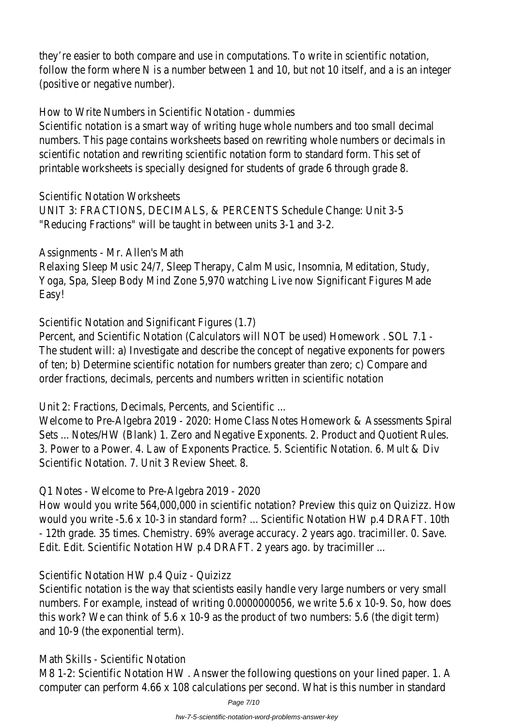they're easier to both compare and use in computations. To write in scientific notation, follow the form where N is a number between 1 and 10, but not 10 itself, and a is an integer (positive or negative number).

How to Write Numbers in Scientific Notation - dummies

Scientific notation is a smart way of writing huge whole numbers and too small decimal numbers. This page contains worksheets based on rewriting whole numbers or decimals in scientific notation and rewriting scientific notation form to standard form. This set of printable worksheets is specially designed for students of grade 6 through grade 8.

Scientific Notation Worksheets

UNIT 3: FRACTIONS, DECIMALS, & PERCENTS Schedule Change: Unit 3-5 "Reducing Fractions" will be taught in between units 3-1 and 3-2.

Assignments - Mr. Allen's Math

Relaxing Sleep Music 24/7, Sleep Therapy, Calm Music, Insomnia, Meditation, Study, Yoga, Spa, Sleep Body Mind Zone 5,970 watching Live now Significant Figures Made Easy!

Scientific Notation and Significant Figures (1.7)

Percent, and Scientific Notation (Calculators will NOT be used) Homework . SOL 7.1 - The student will: a) Investigate and describe the concept of negative exponents for powers of ten; b) Determine scientific notation for numbers greater than zero; c) Compare and order fractions, decimals, percents and numbers written in scientific notation

Unit 2: Fractions, Decimals, Percents, and Scientific ...

Welcome to Pre-Algebra 2019 - 2020: Home Class Notes Homework & Assessments Spiral Sets ... Notes/HW (Blank) 1. Zero and Negative Exponents. 2. Product and Quotient Rules. 3. Power to a Power. 4. Law of Exponents Practice. 5. Scientific Notation. 6. Mult & Div Scientific Notation. 7. Unit 3 Review Sheet. 8.

Q1 Notes - Welcome to Pre-Algebra 2019 - 2020

How would you write 564,000,000 in scientific notation? Preview this quiz on Quizizz. How would you write -5.6 x 10-3 in standard form? ... Scientific Notation HW p.4 DRAFT. 10th - 12th grade. 35 times. Chemistry. 69% average accuracy. 2 years ago. tracimiller. 0. Save. Edit. Edit. Scientific Notation HW p.4 DRAFT. 2 years ago. by tracimiller ...

Scientific Notation HW p.4 Quiz - Quizizz

Scientific notation is the way that scientists easily handle very large numbers or very small numbers. For example, instead of writing 0.0000000056, we write 5.6 x 10-9. So, how does this work? We can think of 5.6 x 10-9 as the product of two numbers: 5.6 (the digit term) and 10-9 (the exponential term).

Math Skills - Scientific Notation

M8 1-2: Scientific Notation HW . Answer the following questions on your lined paper. 1. A computer can perform 4.66 x 108 calculations per second. What is this number in standard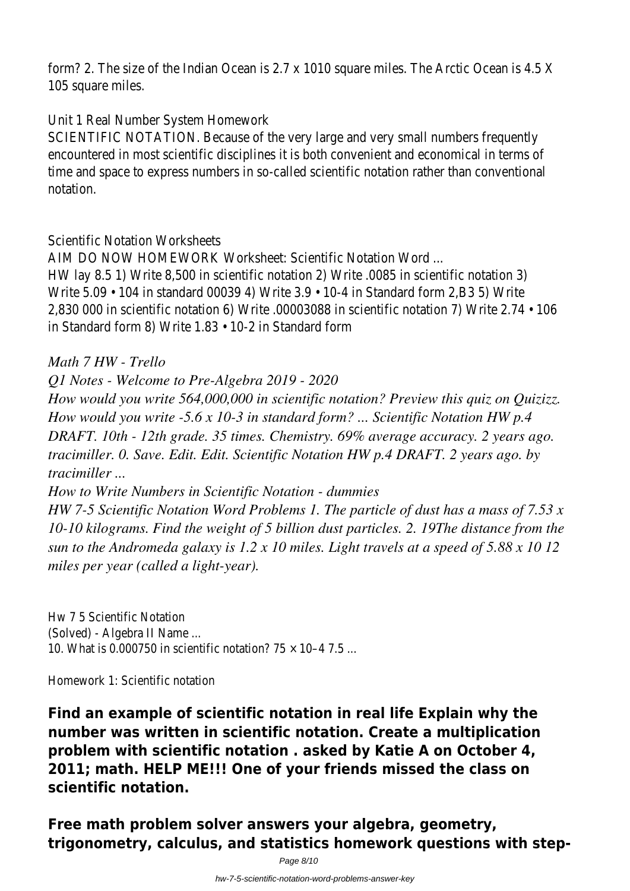form? 2. The size of the Indian Ocean is $2.7 \times 10^{10}$ square miles. The Arctic Ocean is $4.5 \times 10^{5}$ square miles.

Unit 1 Real Number System Homework

SCIENTIFIC NOTATION. Because of the very large and very small numbers frequently encountered in most scientific disciplines it is both convenient and economical in terms of time and space to express numbers in so-called scientific notation rather than conventional notation.

Scientific Notation Worksheets

AIM DO NOW HOMEWORK Worksheet: Scientific Notation Word ...

HW lay 8.5 1) Write 8,500 in scientific notation 2) Write .0085 in scientific notation 3) Write $5.09 \cdot 10^4$ in standard 00039 4) Write $3.9 \cdot 10^{-4}$ in Standard form 2,B3 5) Write 2,830 000 in scientific notation 6) Write .00003088 in scientific notation 7) Write $2.74 \cdot 10^6$ in Standard form 8) Write $1.83 \cdot 10^{-2}$ in Standard form

*Math 7 HW - Trello*

*Q1 Notes - Welcome to Pre-Algebra 2019 - 2020*

*How would you write 564,000,000 in scientific notation? Preview this quiz on Quizizz. How would you write $-5.6 \times 10^{-3}$ in standard form? ... Scientific Notation HW p.4 DRAFT. 10th - 12th grade. 35 times. Chemistry. 69% average accuracy. 2 years ago. tracimiller. 0. Save. Edit. Edit. Scientific Notation HW p.4 DRAFT. 2 years ago. by tracimiller ...*

*How to Write Numbers in Scientific Notation - dummies*

*HW 7-5 Scientific Notation Word Problems 1. The particle of dust has a mass of $7.53 \times 10^{-10}$ kilograms. Find the weight of 5 billion dust particles. 2. 19The distance from the sun to the Andromeda galaxy is $1.2 \times 10$ miles. Light travels at a speed of $5.88 \times 10^{12}$ miles per year (called a light-year).*

Hw 7 5 Scientific Notation

(Solved) - Algebra II Name ...

10. What is 0.000750 in scientific notation? $75 \times 10^{-4}$ 7.5 ...

Homework 1: Scientific notation

**Find an example of scientific notation in real life Explain why the number was written in scientific notation. Create a multiplication problem with scientific notation . asked by Katie A on October 4, 2011; math. HELP ME!!! One of your friends missed the class on scientific notation.**

**Free math problem solver answers your algebra, geometry, trigonometry, calculus, and statistics homework questions with step-**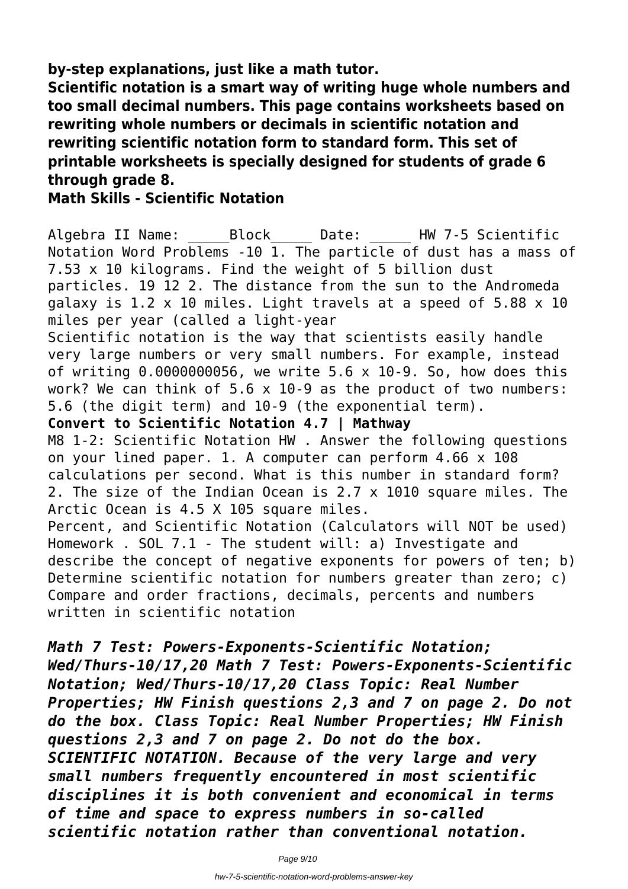**by-step explanations, just like a math tutor.**

**Scientific notation is a smart way of writing huge whole numbers and too small decimal numbers. This page contains worksheets based on rewriting whole numbers or decimals in scientific notation and rewriting scientific notation form to standard form. This set of printable worksheets is specially designed for students of grade 6 through grade 8.**

**Math Skills - Scientific Notation**

Algebra II Name: _____Block_____ Date: _____ HW 7-5 Scientific Notation Word Problems -10 1. The particle of dust has a mass of 7.53 x 10 kilograms. Find the weight of 5 billion dust particles. 19 12 2. The distance from the sun to the Andromeda galaxy is 1.2 x 10 miles. Light travels at a speed of 5.88 x 10 miles per year (called a light-year

Scientific notation is the way that scientists easily handle very large numbers or very small numbers. For example, instead of writing 0.0000000056, we write 5.6 x 10-9. So, how does this work? We can think of 5.6 x 10-9 as the product of two numbers: 5.6 (the digit term) and 10-9 (the exponential term).

**Convert to Scientific Notation 4.7 | Mathway**

M8 1-2: Scientific Notation HW . Answer the following questions on your lined paper. 1. A computer can perform 4.66 x 108 calculations per second. What is this number in standard form? 2. The size of the Indian Ocean is 2.7 x 1010 square miles. The Arctic Ocean is 4.5 X 105 square miles.

Percent, and Scientific Notation (Calculators will NOT be used) Homework . SOL 7.1 - The student will: a) Investigate and describe the concept of negative exponents for powers of ten; b) Determine scientific notation for numbers greater than zero; c) Compare and order fractions, decimals, percents and numbers written in scientific notation

***Math 7 Test: Powers-Exponents-Scientific Notation; Wed/Thurs-10/17,20 Math 7 Test: Powers-Exponents-Scientific Notation; Wed/Thurs-10/17,20 Class Topic: Real Number Properties; HW Finish questions 2,3 and 7 on page 2. Do not do the box. Class Topic: Real Number Properties; HW Finish questions 2,3 and 7 on page 2. Do not do the box. SCIENTIFIC NOTATION. Because of the very large and very small numbers frequently encountered in most scientific disciplines it is both convenient and economical in terms of time and space to express numbers in so-called scientific notation rather than conventional notation.***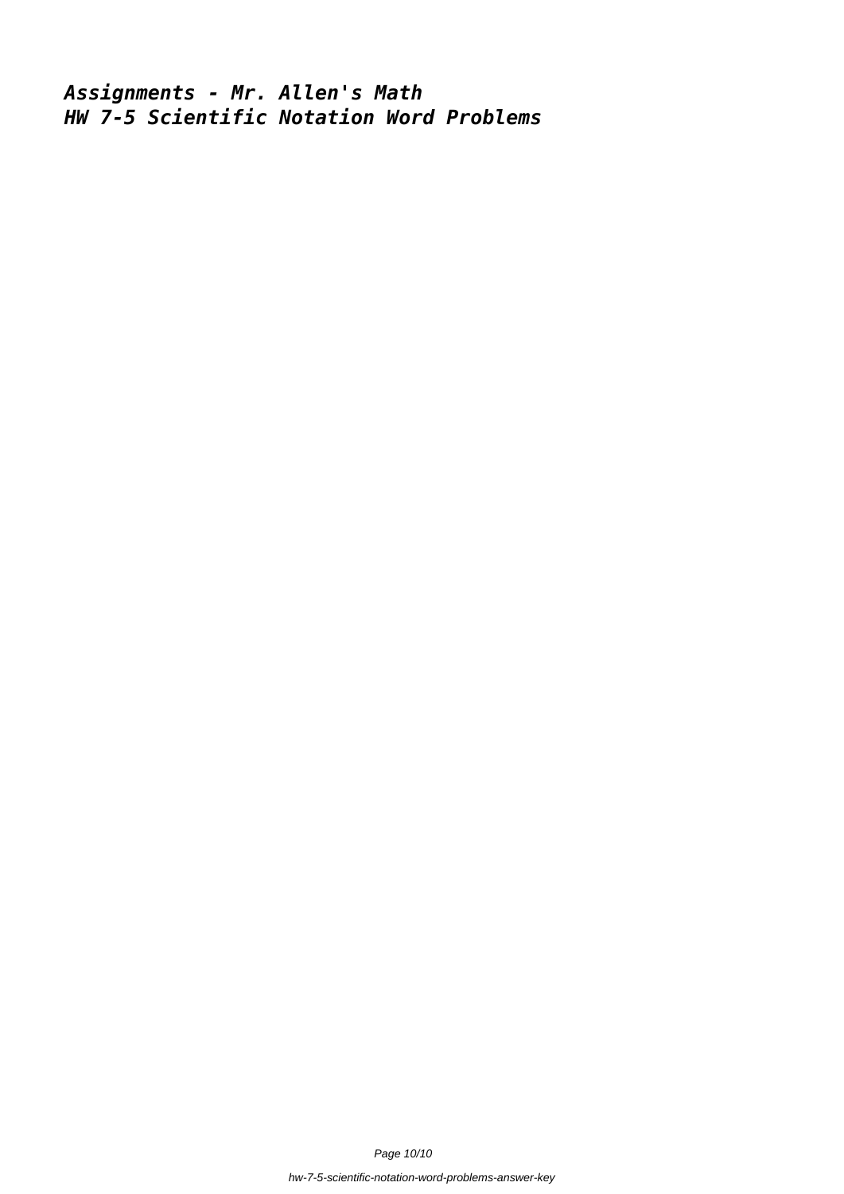***Assignments - Mr. Allen's Math***
***HW 7-5 Scientific Notation Word Problems***